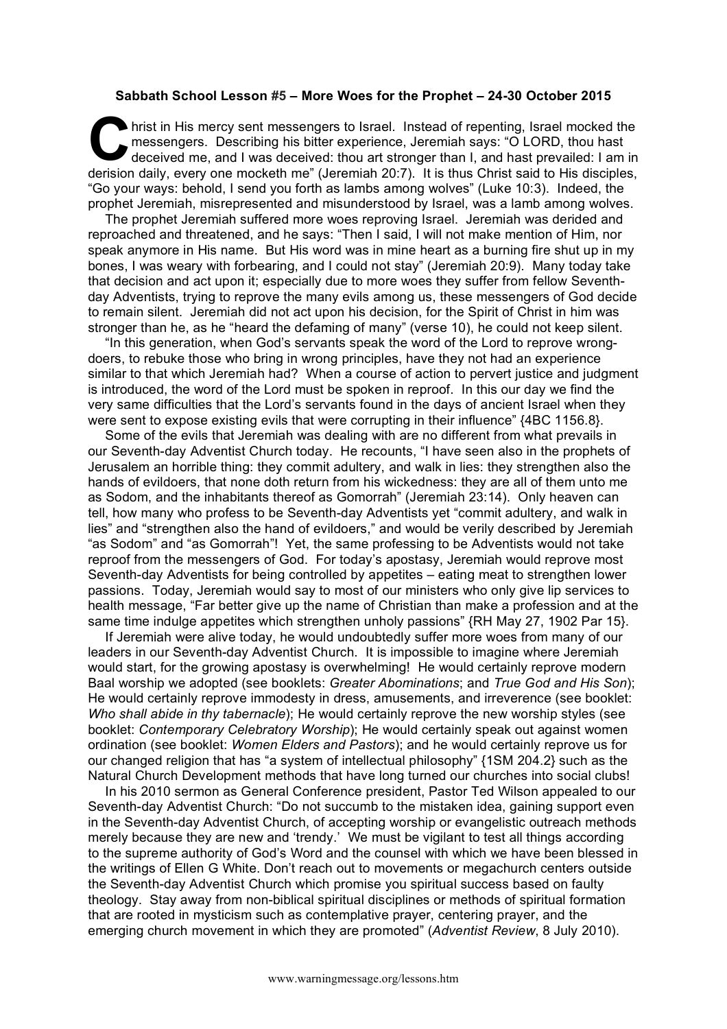**Sabbath School Lesson #5 – More Woes for the Prophet – 24-30 October 2015**

Christ in His mercy sent messengers to Israel. Instead of repenting, Israel mocked the messengers. Describing his bitter experience, Jeremiah says: "O LORD, thou hast deceived me, and I was deceived: thou art stronger than I, and hast prevailed: I am in derision daily, every one mocketh me" (Jeremiah 20:7). It is thus Christ said to His disciples, "Go your ways: behold, I send you forth as lambs among wolves" (Luke 10:3). Indeed, the prophet Jeremiah, misrepresented and misunderstood by Israel, was a lamb among wolves.

The prophet Jeremiah suffered more woes reproving Israel. Jeremiah was derided and reproached and threatened, and he says: "Then I said, I will not make mention of Him, nor speak anymore in His name. But His word was in mine heart as a burning fire shut up in my bones, I was weary with forbearing, and I could not stay" (Jeremiah 20:9). Many today take that decision and act upon it; especially due to more woes they suffer from fellow Seventh-day Adventists, trying to reprove the many evils among us, these messengers of God decide to remain silent. Jeremiah did not act upon his decision, for the Spirit of Christ in him was stronger than he, as he "heard the defaming of many" (verse 10), he could not keep silent.

"In this generation, when God's servants speak the word of the Lord to reprove wrong-doers, to rebuke those who bring in wrong principles, have they not had an experience similar to that which Jeremiah had? When a course of action to pervert justice and judgment is introduced, the word of the Lord must be spoken in reproof. In this our day we find the very same difficulties that the Lord's servants found in the days of ancient Israel when they were sent to expose existing evils that were corrupting in their influence" {4BC 1156.8}.

Some of the evils that Jeremiah was dealing with are no different from what prevails in our Seventh-day Adventist Church today. He recounts, "I have seen also in the prophets of Jerusalem an horrible thing: they commit adultery, and walk in lies: they strengthen also the hands of evildoers, that none doth return from his wickedness: they are all of them unto me as Sodom, and the inhabitants thereof as Gomorrah" (Jeremiah 23:14). Only heaven can tell, how many who profess to be Seventh-day Adventists yet "commit adultery, and walk in lies" and "strengthen also the hand of evildoers," and would be verily described by Jeremiah "as Sodom" and "as Gomorrah"! Yet, the same professing to be Adventists would not take reproof from the messengers of God. For today's apostasy, Jeremiah would reprove most Seventh-day Adventists for being controlled by appetites – eating meat to strengthen lower passions. Today, Jeremiah would say to most of our ministers who only give lip services to health message, "Far better give up the name of Christian than make a profession and at the same time indulge appetites which strengthen unholy passions" {RH May 27, 1902 Par 15}.

If Jeremiah were alive today, he would undoubtedly suffer more woes from many of our leaders in our Seventh-day Adventist Church. It is impossible to imagine where Jeremiah would start, for the growing apostasy is overwhelming! He would certainly reprove modern Baal worship we adopted (see booklets: *Greater Abominations*; and *True God and His Son*); He would certainly reprove immodesty in dress, amusements, and irreverence (see booklet: *Who shall abide in thy tabernacle*); He would certainly reprove the new worship styles (see booklet: *Contemporary Celebratory Worship*); He would certainly speak out against women ordination (see booklet: *Women Elders and Pastors*); and he would certainly reprove us for our changed religion that has "a system of intellectual philosophy" {1SM 204.2} such as the Natural Church Development methods that have long turned our churches into social clubs!

In his 2010 sermon as General Conference president, Pastor Ted Wilson appealed to our Seventh-day Adventist Church: "Do not succumb to the mistaken idea, gaining support even in the Seventh-day Adventist Church, of accepting worship or evangelistic outreach methods merely because they are new and 'trendy.' We must be vigilant to test all things according to the supreme authority of God's Word and the counsel with which we have been blessed in the writings of Ellen G White. Don't reach out to movements or megachurch centers outside the Seventh-day Adventist Church which promise you spiritual success based on faulty theology. Stay away from non-biblical spiritual disciplines or methods of spiritual formation that are rooted in mysticism such as contemplative prayer, centering prayer, and the emerging church movement in which they are promoted" (*Adventist Review*, 8 July 2010).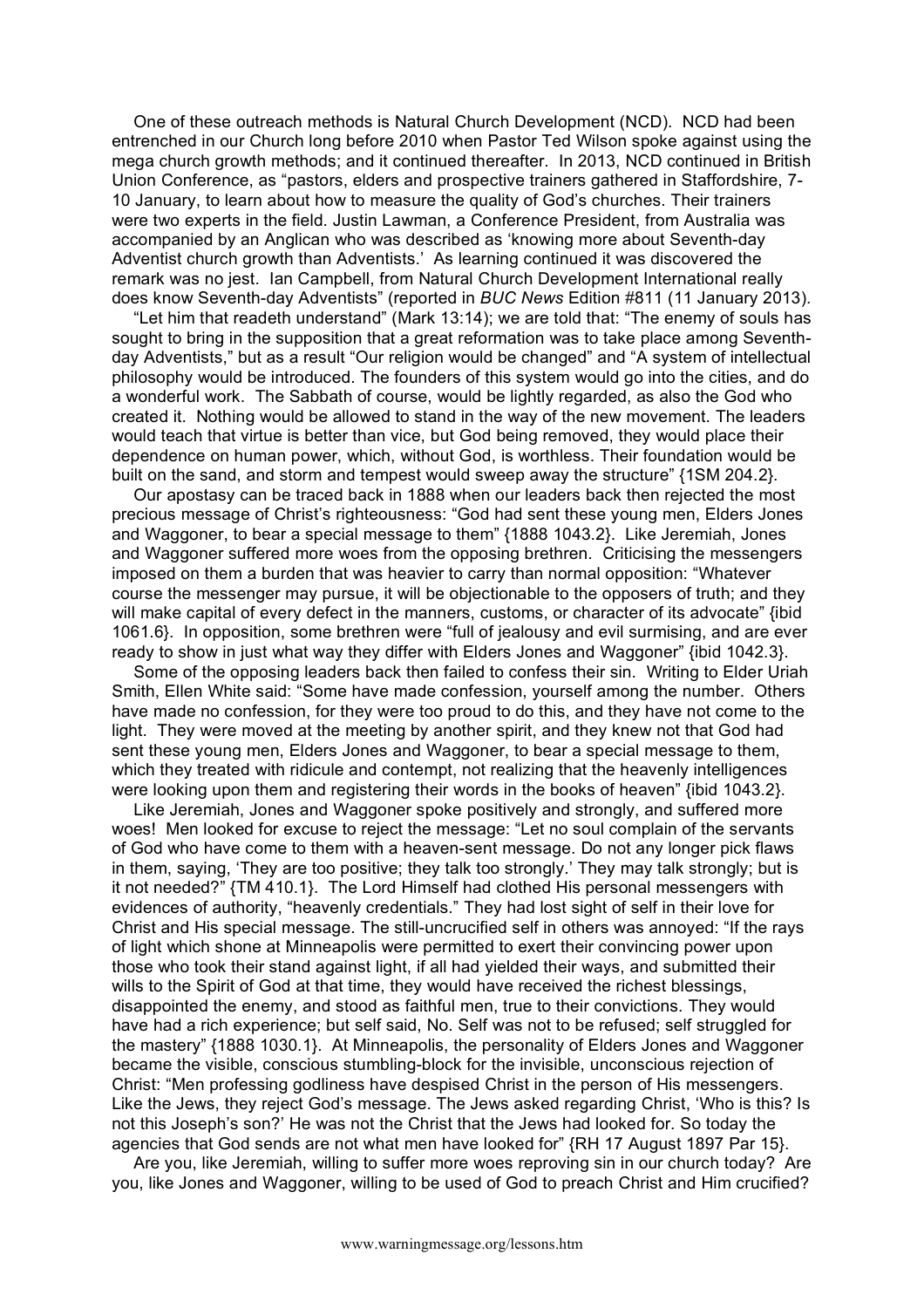One of these outreach methods is Natural Church Development (NCD). NCD had been entrenched in our Church long before 2010 when Pastor Ted Wilson spoke against using the mega church growth methods; and it continued thereafter. In 2013, NCD continued in British Union Conference, as "pastors, elders and prospective trainers gathered in Staffordshire, 7-10 January, to learn about how to measure the quality of God's churches. Their trainers were two experts in the field. Justin Lawman, a Conference President, from Australia was accompanied by an Anglican who was described as 'knowing more about Seventh-day Adventist church growth than Adventists.' As learning continued it was discovered the remark was no jest. Ian Campbell, from Natural Church Development International really does know Seventh-day Adventists" (reported in *BUC News* Edition #811 (11 January 2013).

"Let him that readeth understand" (Mark 13:14); we are told that: "The enemy of souls has sought to bring in the supposition that a great reformation was to take place among Seventh-day Adventists," but as a result "Our religion would be changed" and "A system of intellectual philosophy would be introduced. The founders of this system would go into the cities, and do a wonderful work. The Sabbath of course, would be lightly regarded, as also the God who created it. Nothing would be allowed to stand in the way of the new movement. The leaders would teach that virtue is better than vice, but God being removed, they would place their dependence on human power, which, without God, is worthless. Their foundation would be built on the sand, and storm and tempest would sweep away the structure" {1SM 204.2}.

Our apostasy can be traced back in 1888 when our leaders back then rejected the most precious message of Christ's righteousness: "God had sent these young men, Elders Jones and Waggoner, to bear a special message to them" {1888 1043.2}. Like Jeremiah, Jones and Waggoner suffered more woes from the opposing brethren. Criticising the messengers imposed on them a burden that was heavier to carry than normal opposition: "Whatever course the messenger may pursue, it will be objectionable to the opposers of truth; and they will make capital of every defect in the manners, customs, or character of its advocate" {ibid 1061.6}. In opposition, some brethren were "full of jealousy and evil surmising, and are ever ready to show in just what way they differ with Elders Jones and Waggoner" {ibid 1042.3}.

Some of the opposing leaders back then failed to confess their sin. Writing to Elder Uriah Smith, Ellen White said: "Some have made confession, yourself among the number. Others have made no confession, for they were too proud to do this, and they have not come to the light. They were moved at the meeting by another spirit, and they knew not that God had sent these young men, Elders Jones and Waggoner, to bear a special message to them, which they treated with ridicule and contempt, not realizing that the heavenly intelligences were looking upon them and registering their words in the books of heaven" {ibid 1043.2}.

Like Jeremiah, Jones and Waggoner spoke positively and strongly, and suffered more woes! Men looked for excuse to reject the message: "Let no soul complain of the servants of God who have come to them with a heaven-sent message. Do not any longer pick flaws in them, saying, 'They are too positive; they talk too strongly.' They may talk strongly; but is it not needed?" {TM 410.1}. The Lord Himself had clothed His personal messengers with evidences of authority, "heavenly credentials." They had lost sight of self in their love for Christ and His special message. The still-uncrucified self in others was annoyed: "If the rays of light which shone at Minneapolis were permitted to exert their convincing power upon those who took their stand against light, if all had yielded their ways, and submitted their wills to the Spirit of God at that time, they would have received the richest blessings, disappointed the enemy, and stood as faithful men, true to their convictions. They would have had a rich experience; but self said, No. Self was not to be refused; self struggled for the mastery" {1888 1030.1}. At Minneapolis, the personality of Elders Jones and Waggoner became the visible, conscious stumbling-block for the invisible, unconscious rejection of Christ: "Men professing godliness have despised Christ in the person of His messengers. Like the Jews, they reject God's message. The Jews asked regarding Christ, 'Who is this? Is not this Joseph's son?' He was not the Christ that the Jews had looked for. So today the agencies that God sends are not what men have looked for" {RH 17 August 1897 Par 15}.

Are you, like Jeremiah, willing to suffer more woes reproving sin in our church today? Are you, like Jones and Waggoner, willing to be used of God to preach Christ and Him crucified?

www.warningmessage.org/lessons.htm